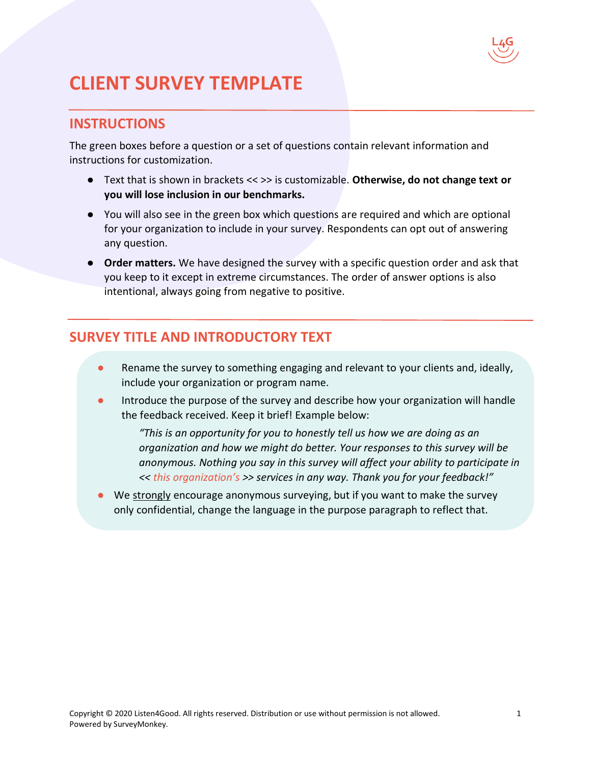# CLIENT SURVEY TEMPLATE

## INSTRUCTIONS

The green boxes before a question or a set of questions contain relevant information and instructions for customization.

- Text that is shown in brackets << >> is customizable. **Otherwise, do not change text or you will lose inclusion in our benchmarks.**
- You will also see in the green box which questions are required and which are optional for your organization to include in your survey. Respondents can opt out of answering any question.
- **Order matters.** We have designed the survey with a specific question order and ask that you keep to it except in extreme circumstances. The order of answer options is also intentional, always going from negative to positive.

## SURVEY TITLE AND INTRODUCTORY TEXT

- Rename the survey to something engaging and relevant to your clients and, ideally, include your organization or program name.
- Introduce the purpose of the survey and describe how your organization will handle the feedback received. Keep it brief! Example below:

  *"This is an opportunity for you to honestly tell us how we are doing as an organization and how we might do better. Your responses to this survey will be anonymous. Nothing you say in this survey will affect your ability to participate in << this organization's >> services in any way. Thank you for your feedback!"*
- We strongly encourage anonymous surveying, but if you want to make the survey only confidential, change the language in the purpose paragraph to reflect that.

Copyright © 2020 Listen4Good. All rights reserved. Distribution or use without permission is not allowed. Powered by SurveyMonkey.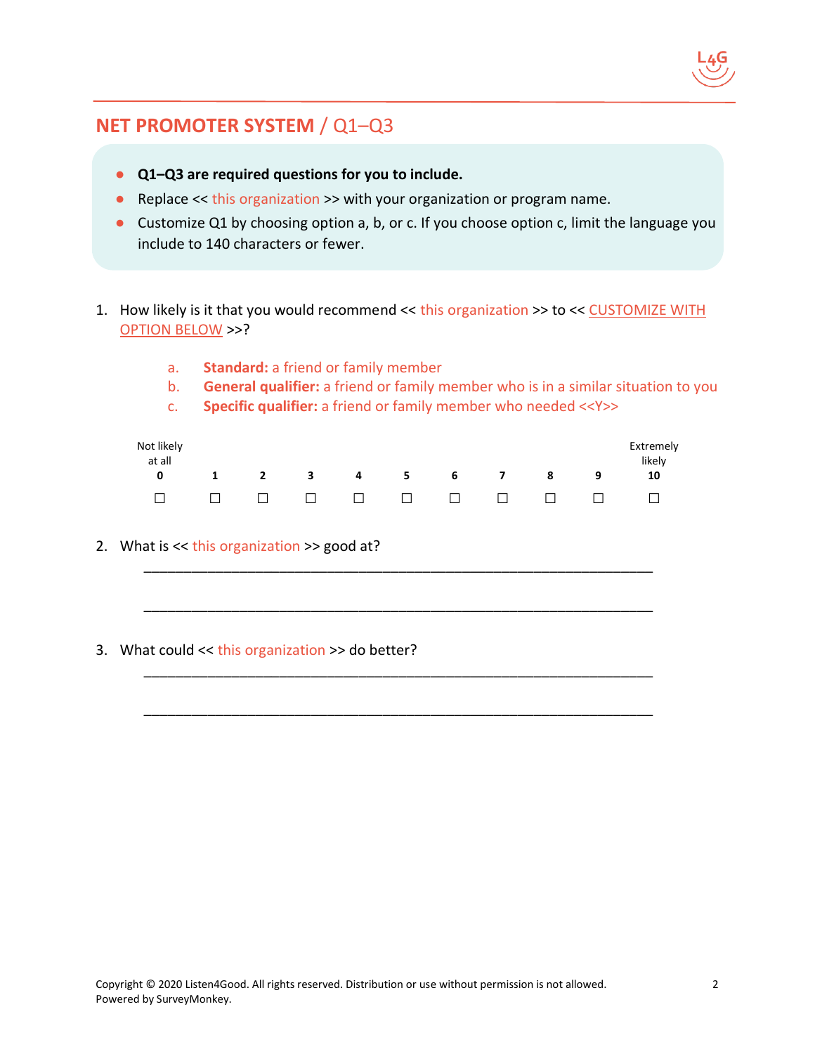## NET PROMOTER SYSTEM / Q1–Q3

- **Q1–Q3 are required questions for you to include.**
- Replace << this organization >> with your organization or program name.
- Customize Q1 by choosing option a, b, or c. If you choose option c, limit the language you include to 140 characters or fewer.

1. How likely is it that you would recommend << this organization >> to << CUSTOMIZE WITH OPTION BELOW >>?

    a. **Standard:** a friend or family member
    b. **General qualifier:** a friend or family member who is in a similar situation to you
    c. **Specific qualifier:** a friend or family member who needed <<Y>>

| Not likely at all 0 | 1 | 2 | 3 | 4 | 5 | 6 | 7 | 8 | 9 | Extremely likely 10 |
|---|---|---|---|---|---|---|---|---|---|---|
| ☐ | ☐ | ☐ | ☐ | ☐ | ☐ | ☐ | ☐ | ☐ | ☐ | ☐ |

2. What is << this organization >> good at?

_______________________________________________________________

_______________________________________________________________

3. What could << this organization >> do better?

_______________________________________________________________

_______________________________________________________________

Copyright © 2020 Listen4Good. All rights reserved. Distribution or use without permission is not allowed.
Powered by SurveyMonkey.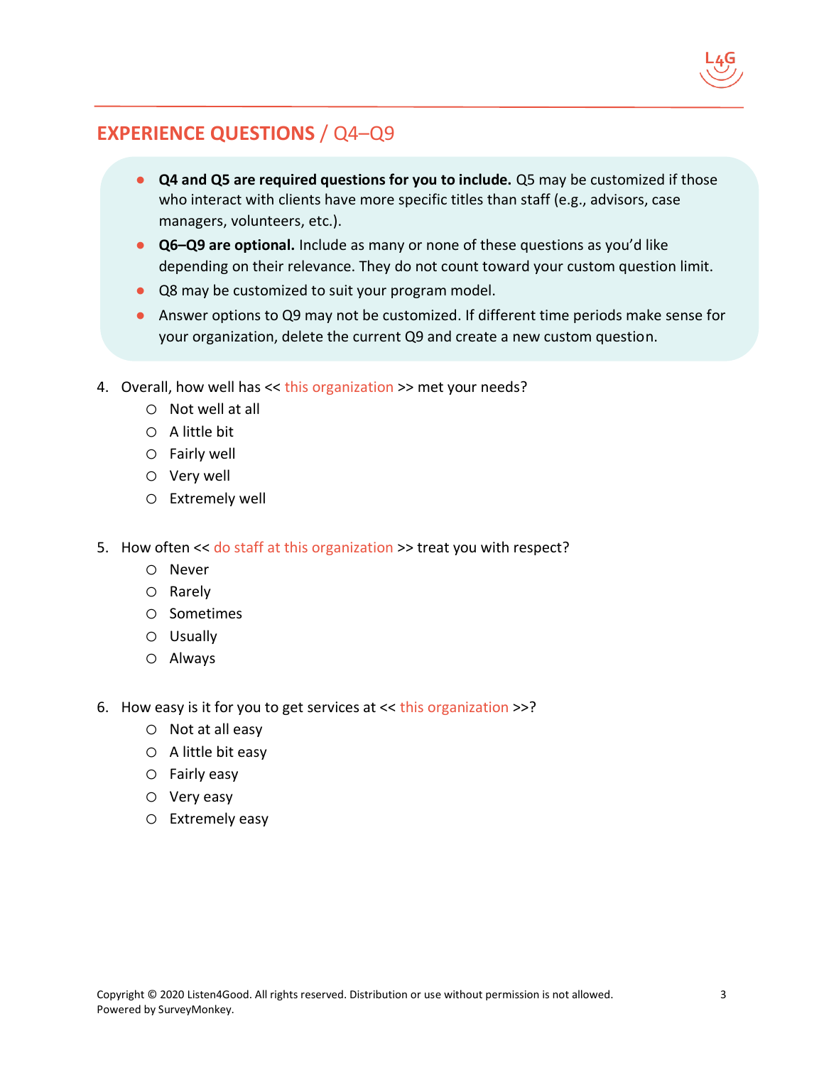## EXPERIENCE QUESTIONS / Q4–Q9

- **Q4 and Q5 are required questions for you to include.** Q5 may be customized if those who interact with clients have more specific titles than staff (e.g., advisors, case managers, volunteers, etc.).
- **Q6–Q9 are optional.** Include as many or none of these questions as you'd like depending on their relevance. They do not count toward your custom question limit.
- Q8 may be customized to suit your program model.
- Answer options to Q9 may not be customized. If different time periods make sense for your organization, delete the current Q9 and create a new custom question.

4. Overall, how well has << this organization >> met your needs?
   - ○ Not well at all
   - ○ A little bit
   - ○ Fairly well
   - ○ Very well
   - ○ Extremely well

5. How often << do staff at this organization >> treat you with respect?
   - ○ Never
   - ○ Rarely
   - ○ Sometimes
   - ○ Usually
   - ○ Always

6. How easy is it for you to get services at << this organization >>?
   - ○ Not at all easy
   - ○ A little bit easy
   - ○ Fairly easy
   - ○ Very easy
   - ○ Extremely easy

Copyright © 2020 Listen4Good. All rights reserved. Distribution or use without permission is not allowed.
Powered by SurveyMonkey.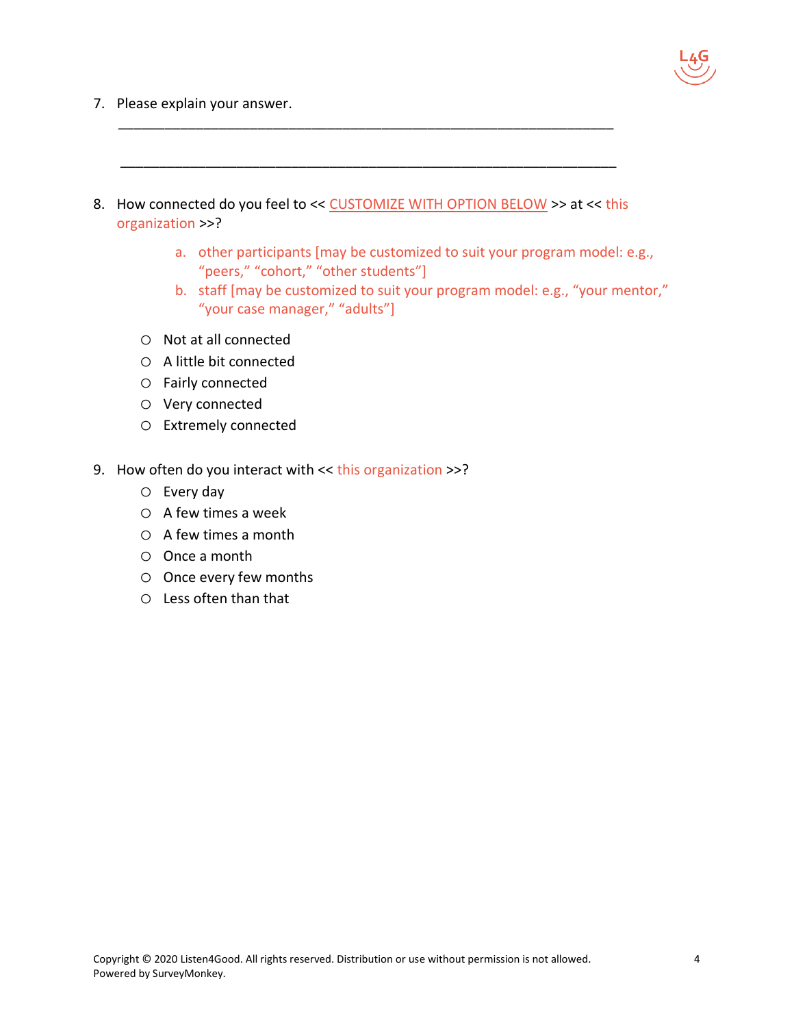7. Please explain your answer.

_______________________________________________________________

_______________________________________________________________

8. How connected do you feel to << CUSTOMIZE WITH OPTION BELOW >> at << this organization >>?

    a. other participants [may be customized to suit your program model: e.g., “peers,” “cohort,” “other students”]
    b. staff [may be customized to suit your program model: e.g., “your mentor,” “your case manager,” “adults”]

    - ○ Not at all connected
    - ○ A little bit connected
    - ○ Fairly connected
    - ○ Very connected
    - ○ Extremely connected

9. How often do you interact with << this organization >>?

    - ○ Every day
    - ○ A few times a week
    - ○ A few times a month
    - ○ Once a month
    - ○ Once every few months
    - ○ Less often than that

Copyright © 2020 Listen4Good. All rights reserved. Distribution or use without permission is not allowed.
Powered by SurveyMonkey.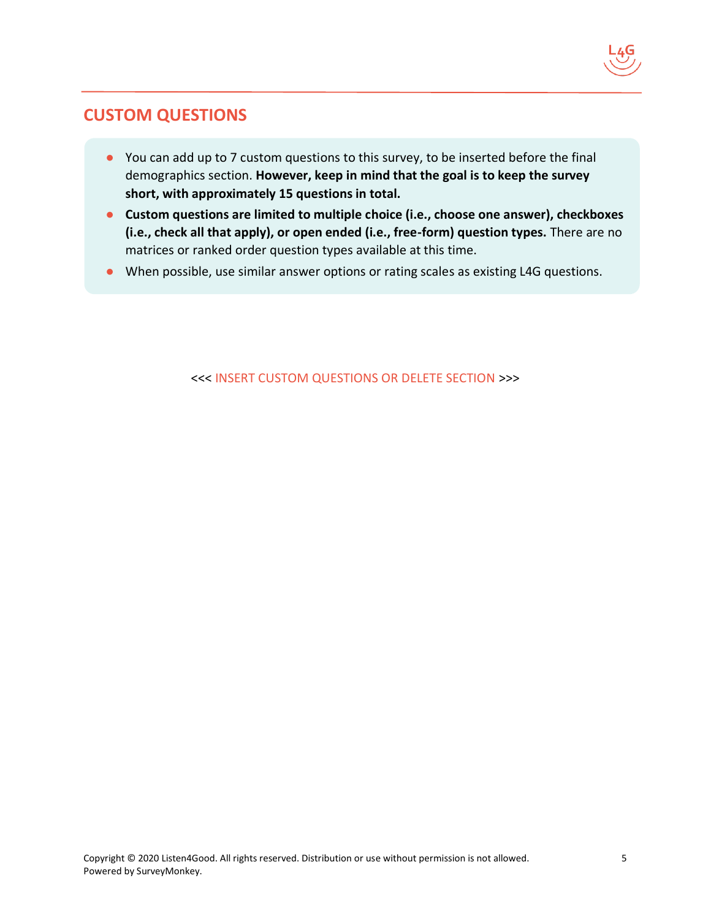## CUSTOM QUESTIONS

- You can add up to 7 custom questions to this survey, to be inserted before the final demographics section. **However, keep in mind that the goal is to keep the survey short, with approximately 15 questions in total.**
- **Custom questions are limited to multiple choice (i.e., choose one answer), checkboxes (i.e., check all that apply), or open ended (i.e., free-form) question types.** There are no matrices or ranked order question types available at this time.
- When possible, use similar answer options or rating scales as existing L4G questions.

<<< INSERT CUSTOM QUESTIONS OR DELETE SECTION >>>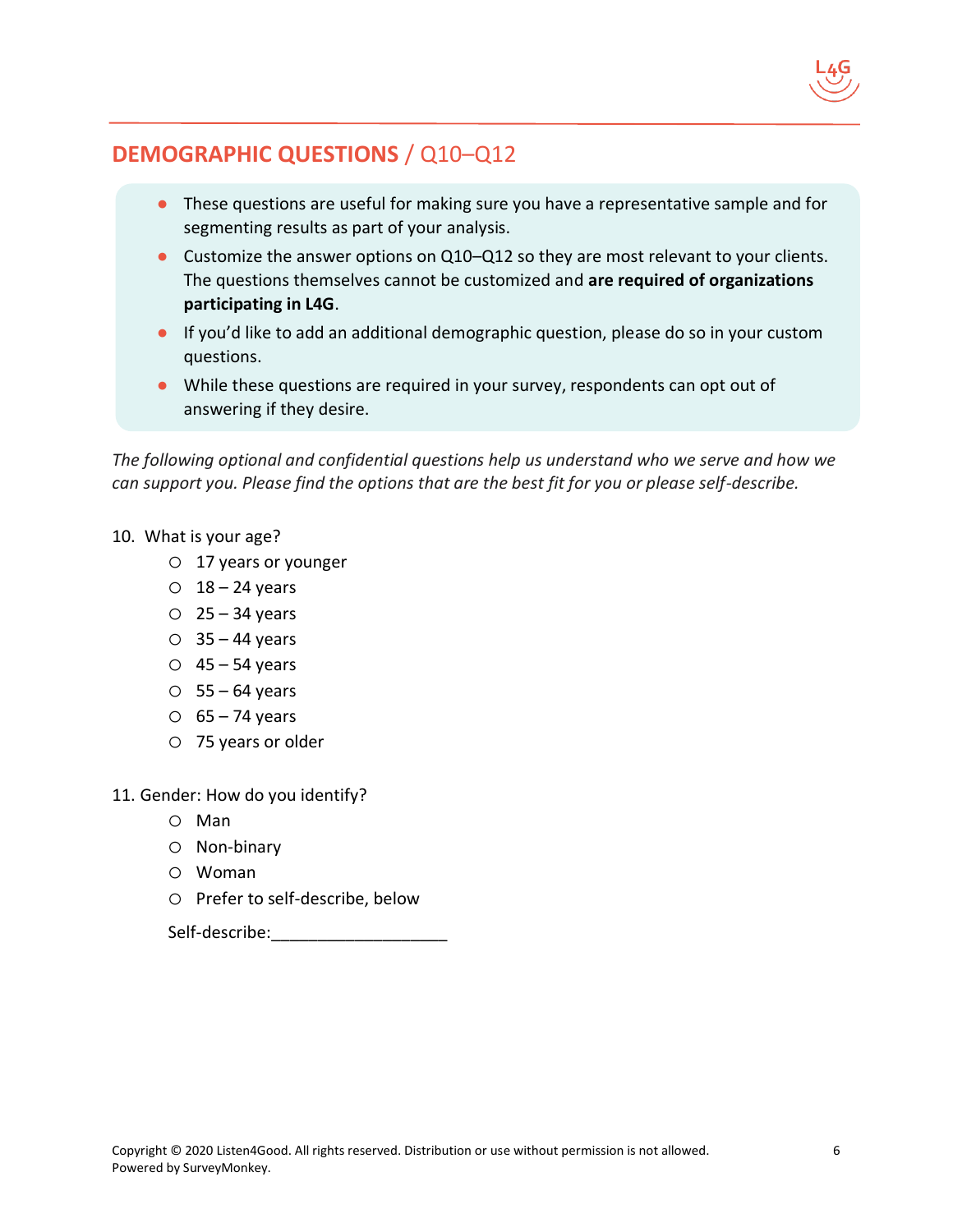## **DEMOGRAPHIC QUESTIONS** / Q10–Q12

- These questions are useful for making sure you have a representative sample and for segmenting results as part of your analysis.
- Customize the answer options on Q10–Q12 so they are most relevant to your clients. The questions themselves cannot be customized and **are required of organizations participating in L4G**.
- If you'd like to add an additional demographic question, please do so in your custom questions.
- While these questions are required in your survey, respondents can opt out of answering if they desire.

*The following optional and confidential questions help us understand who we serve and how we can support you. Please find the options that are the best fit for you or please self-describe.*

10. What is your age?
    - ○ 17 years or younger
    - ○ 18 – 24 years
    - ○ 25 – 34 years
    - ○ 35 – 44 years
    - ○ 45 – 54 years
    - ○ 55 – 64 years
    - ○ 65 – 74 years
    - ○ 75 years or older

11. Gender: How do you identify?
    - ○ Man
    - ○ Non-binary
    - ○ Woman
    - ○ Prefer to self-describe, below

    Self-describe:___________________

Copyright © 2020 Listen4Good. All rights reserved. Distribution or use without permission is not allowed.
Powered by SurveyMonkey.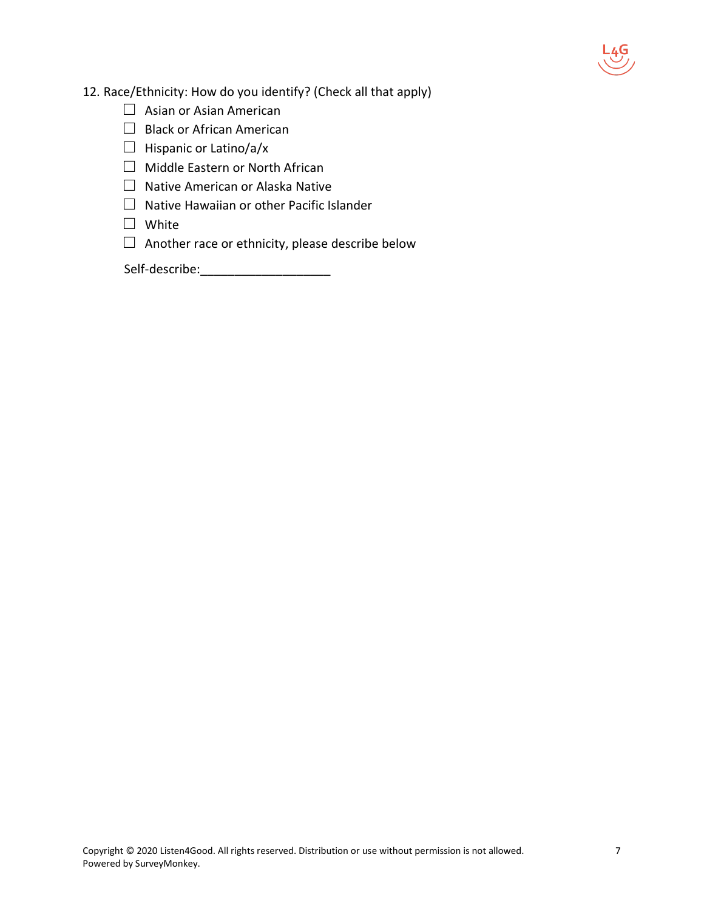12. Race/Ethnicity: How do you identify? (Check all that apply)

- ☐ Asian or Asian American
- ☐ Black or African American
- ☐ Hispanic or Latino/a/x
- ☐ Middle Eastern or North African
- ☐ Native American or Alaska Native
- ☐ Native Hawaiian or other Pacific Islander
- ☐ White
- ☐ Another race or ethnicity, please describe below

Self-describe:___________________

Copyright © 2020 Listen4Good. All rights reserved. Distribution or use without permission is not allowed.
Powered by SurveyMonkey.